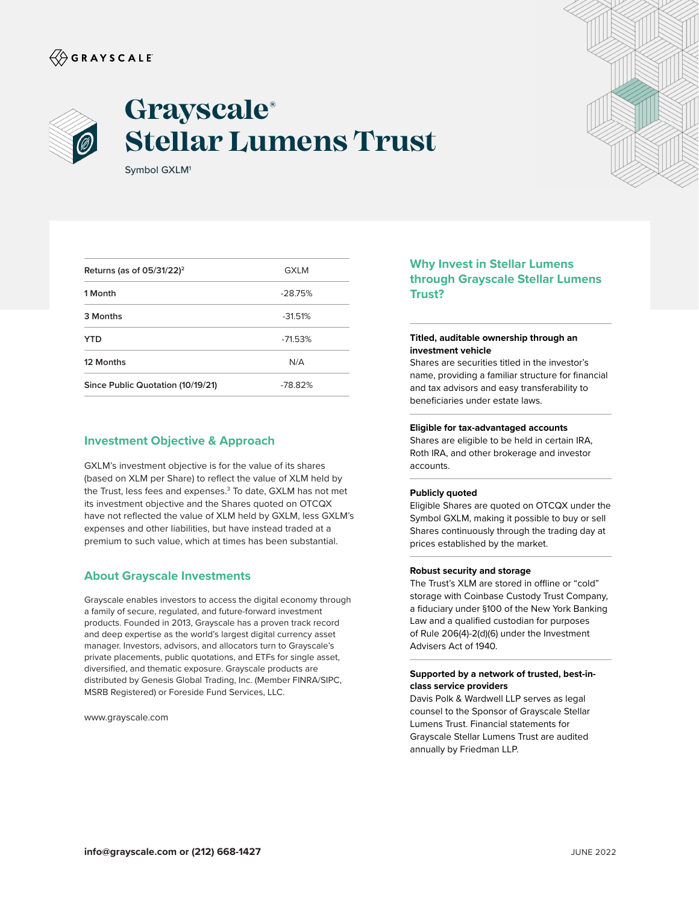GRAYSCALE

# Grayscale® Stellar Lumens Trust

Symbol GXLM[1]

| Returns (as of 05/31/22)[2] | GXLM |
|---|---|
| 1 Month | -28.75% |
| 3 Months | -31.51% |
| YTD | -71.53% |
| 12 Months | N/A |
| Since Public Quotation (10/19/21) | -78.82% |

## Investment Objective & Approach

GXLM's investment objective is for the value of its shares (based on XLM per Share) to reflect the value of XLM held by the Trust, less fees and expenses.[3] To date, GXLM has not met its investment objective and the Shares quoted on OTCQX have not reflected the value of XLM held by GXLM, less GXLM's expenses and other liabilities, but have instead traded at a premium to such value, which at times has been substantial.

## About Grayscale Investments

Grayscale enables investors to access the digital economy through a family of secure, regulated, and future-forward investment products. Founded in 2013, Grayscale has a proven track record and deep expertise as the world's largest digital currency asset manager. Investors, advisors, and allocators turn to Grayscale's private placements, public quotations, and ETFs for single asset, diversified, and thematic exposure. Grayscale products are distributed by Genesis Global Trading, Inc. (Member FINRA/SIPC, MSRB Registered) or Foreside Fund Services, LLC.

www.grayscale.com

## Why Invest in Stellar Lumens through Grayscale Stellar Lumens Trust?

**Titled, auditable ownership through an investment vehicle**
Shares are securities titled in the investor's name, providing a familiar structure for financial and tax advisors and easy transferability to beneficiaries under estate laws.

**Eligible for tax-advantaged accounts**
Shares are eligible to be held in certain IRA, Roth IRA, and other brokerage and investor accounts.

**Publicly quoted**
Eligible Shares are quoted on OTCQX under the Symbol GXLM, making it possible to buy or sell Shares continuously through the trading day at prices established by the market.

**Robust security and storage**
The Trust's XLM are stored in offline or "cold" storage with Coinbase Custody Trust Company, a fiduciary under §100 of the New York Banking Law and a qualified custodian for purposes of Rule 206(4)-2(d)(6) under the Investment Advisers Act of 1940.

**Supported by a network of trusted, best-in-class service providers**
Davis Polk & Wardwell LLP serves as legal counsel to the Sponsor of Grayscale Stellar Lumens Trust. Financial statements for Grayscale Stellar Lumens Trust are audited annually by Friedman LLP.

**info@grayscale.com or (212) 668-1427**

JUNE 2022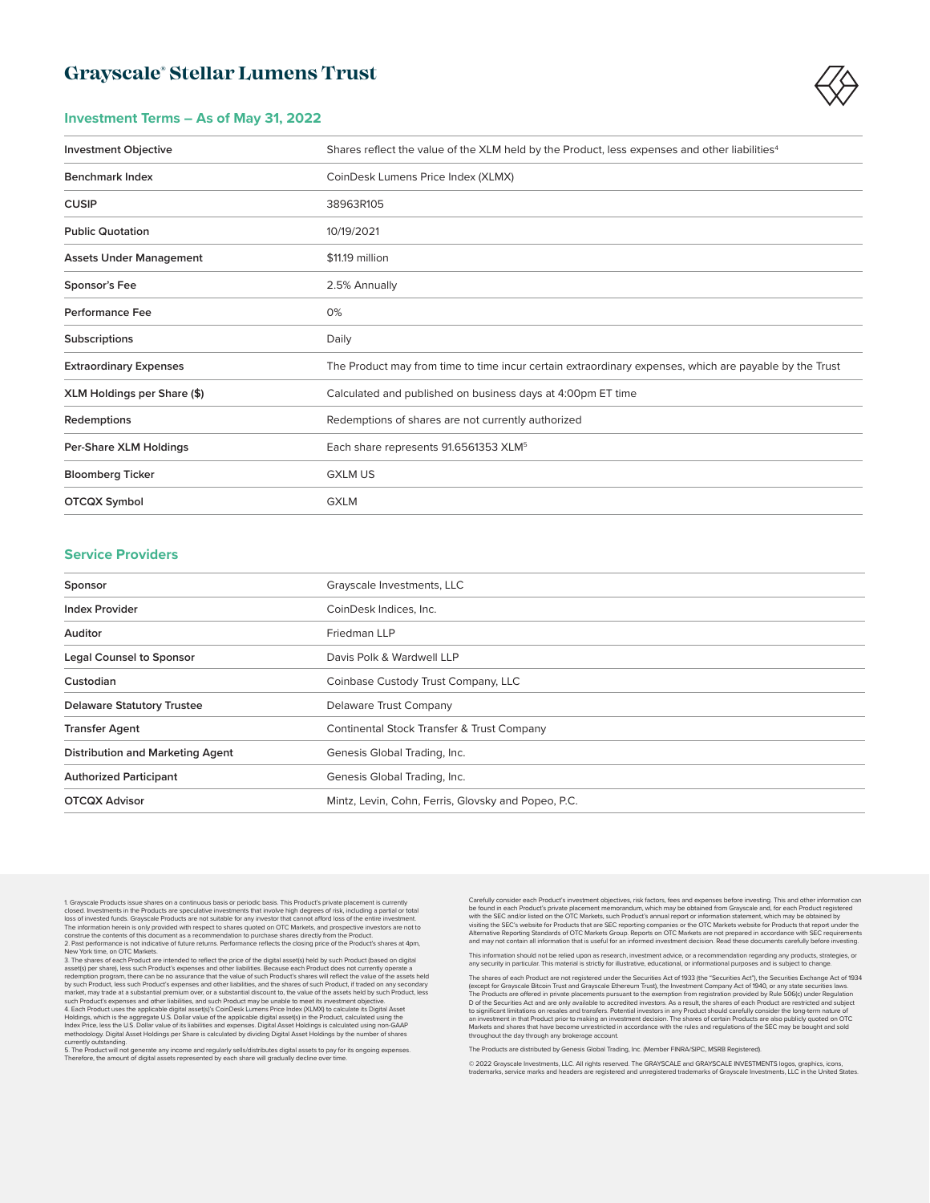# Grayscale® Stellar Lumens Trust

## Investment Terms – As of May 31, 2022

| | |
|---|---|
| Investment Objective | Shares reflect the value of the XLM held by the Product, less expenses and other liabilities[4] |
| Benchmark Index | CoinDesk Lumens Price Index (XLMX) |
| CUSIP | 38963R105 |
| Public Quotation | 10/19/2021 |
| Assets Under Management | $11.19 million |
| Sponsor's Fee | 2.5% Annually |
| Performance Fee | 0% |
| Subscriptions | Daily |
| Extraordinary Expenses | The Product may from time to time incur certain extraordinary expenses, which are payable by the Trust |
| XLM Holdings per Share ($) | Calculated and published on business days at 4:00pm ET time |
| Redemptions | Redemptions of shares are not currently authorized |
| Per-Share XLM Holdings | Each share represents 91.6561353 XLM[5] |
| Bloomberg Ticker | GXLM US |
| OTCQX Symbol | GXLM |

## Service Providers

| | |
|---|---|
| Sponsor | Grayscale Investments, LLC |
| Index Provider | CoinDesk Indices, Inc. |
| Auditor | Friedman LLP |
| Legal Counsel to Sponsor | Davis Polk & Wardwell LLP |
| Custodian | Coinbase Custody Trust Company, LLC |
| Delaware Statutory Trustee | Delaware Trust Company |
| Transfer Agent | Continental Stock Transfer & Trust Company |
| Distribution and Marketing Agent | Genesis Global Trading, Inc. |
| Authorized Participant | Genesis Global Trading, Inc. |
| OTCQX Advisor | Mintz, Levin, Cohn, Ferris, Glovsky and Popeo, P.C. |

1. Grayscale Products issue shares on a continuous basis or periodic basis. This Product's private placement is currently closed. Investments in the Products are speculative investments that involve high degrees of risk, including a partial or total loss of invested funds. Grayscale Products are not suitable for any investor that cannot afford loss of the entire investment. The information herein is only provided with respect to shares quoted on OTC Markets, and prospective investors are not to construe the contents of this document as a recommendation to purchase shares directly from the Product.
2. Past performance is not indicative of future returns. Performance reflects the closing price of the Product's shares at 4pm, New York time, on OTC Markets.
3. The shares of each Product are intended to reflect the price of the digital asset(s) held by such Product (based on digital asset(s) per share), less such Product's expenses and other liabilities. Because each Product does not currently operate a redemption program, there can be no assurance that the value of such Product's shares will reflect the value of the assets held by such Product, less such Product's expenses and other liabilities, and the shares of such Product, if traded on any secondary market, may trade at a substantial premium over, or a substantial discount to, the value of the assets held by such Product, less such Product's expenses and other liabilities, and such Product may be unable to meet its investment objective.
4. Each Product uses the applicable digital asset(s)'s CoinDesk Lumens Price Index (XLMX) to calculate its Digital Asset Holdings, which is the aggregate U.S. Dollar value of the applicable digital asset(s) in the Product, calculated using the Index Price, less the U.S. Dollar value of its liabilities and expenses. Digital Asset Holdings is calculated using non-GAAP methodology. Digital Asset Holdings per Share is calculated by dividing Digital Asset Holdings by the number of shares currently outstanding.
5. The Product will not generate any income and regularly sells/distributes digital assets to pay for its ongoing expenses. Therefore, the amount of digital assets represented by each share will gradually decline over time.

Carefully consider each Product's investment objectives, risk factors, fees and expenses before investing. This and other information can be found in each Product's private placement memorandum, which may be obtained from Grayscale and, for each Product registered with the SEC and/or listed on the OTC Markets, such Product's annual report or information statement, which may be obtained by visiting the SEC's website for Products that are SEC reporting companies or the OTC Markets website for Products that report under the Alternative Reporting Standards of OTC Markets Group. Reports on OTC Markets are not prepared in accordance with SEC requirements and may not contain all information that is useful for an informed investment decision. Read these documents carefully before investing.

This information should not be relied upon as research, investment advice, or a recommendation regarding any products, strategies, or any security in particular. This material is strictly for illustrative, educational, or informational purposes and is subject to change.

The shares of each Product are not registered under the Securities Act of 1933 (the "Securities Act"), the Securities Exchange Act of 1934 (except for Grayscale Bitcoin Trust and Grayscale Ethereum Trust), the Investment Company Act of 1940, or any state securities laws. The Products are offered in private placements pursuant to the exemption from registration provided by Rule 506(c) under Regulation D of the Securities Act and are only available to accredited investors. As a result, the shares of each Product are restricted and subject to significant limitations on resales and transfers. Potential investors in any Product should carefully consider the long-term nature of an investment in that Product prior to making an investment decision. The shares of certain Products are also publicly quoted on OTC Markets and shares that have become unrestricted in accordance with the rules and regulations of the SEC may be bought and sold throughout the day through any brokerage account.

The Products are distributed by Genesis Global Trading, Inc. (Member FINRA/SIPC, MSRB Registered).

© 2022 Grayscale Investments, LLC. All rights reserved. The GRAYSCALE and GRAYSCALE INVESTMENTS logos, graphics, icons, trademarks, service marks and headers are registered and unregistered trademarks of Grayscale Investments, LLC in the United States.